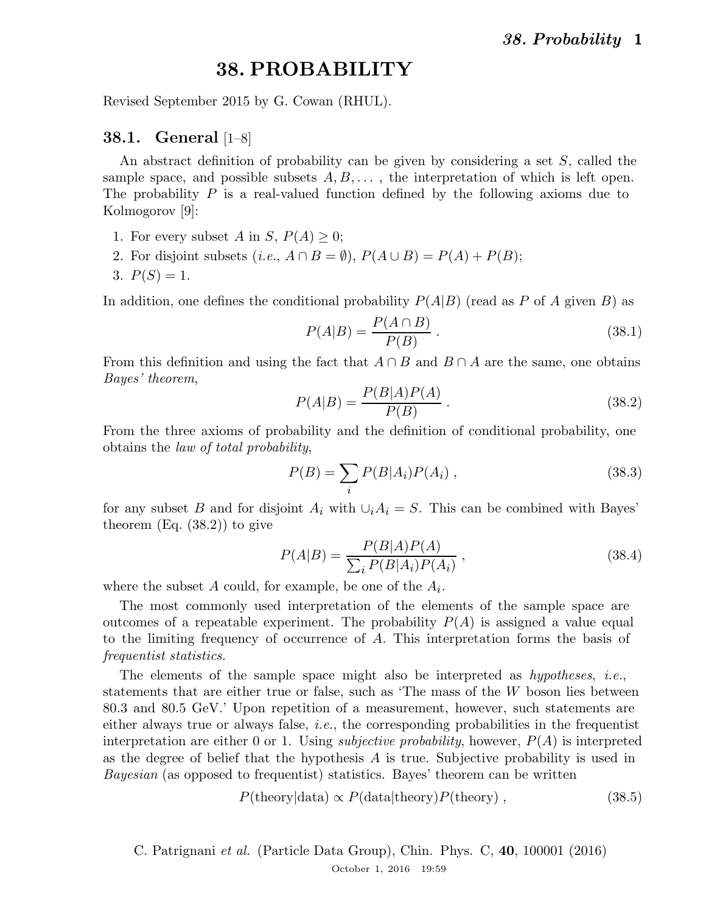# 38. PROBABILITY

Revised September 2015 by G. Cowan (RHUL).

## 38.1. General [1–8]

An abstract definition of probability can be given by considering a set $S$, called the sample space, and possible subsets $A, B, \ldots$ , the interpretation of which is left open. The probability $P$ is a real-valued function defined by the following axioms due to Kolmogorov [9]:

1. For every subset $A$ in $S$, $P(A) \geq 0$;
2. For disjoint subsets (*i.e.*, $A \cap B = \emptyset$), $P(A \cup B) = P(A) + P(B)$;
3. $P(S) = 1$.

In addition, one defines the conditional probability $P(A|B)$ (read as $P$ of $A$ given $B$) as

$$P(A|B) = \frac{P(A \cap B)}{P(B)} . \tag{38.1}$$

From this definition and using the fact that $A \cap B$ and $B \cap A$ are the same, one obtains *Bayes' theorem*,

$$P(A|B) = \frac{P(B|A)P(A)}{P(B)} . \tag{38.2}$$

From the three axioms of probability and the definition of conditional probability, one obtains the *law of total probability*,

$$P(B) = \sum_i P(B|A_i)P(A_i) , \tag{38.3}$$

for any subset $B$ and for disjoint $A_i$ with $\cup_i A_i = S$. This can be combined with Bayes' theorem (Eq. (38.2)) to give

$$P(A|B) = \frac{P(B|A)P(A)}{\sum_i P(B|A_i)P(A_i)} , \tag{38.4}$$

where the subset $A$ could, for example, be one of the $A_i$.

The most commonly used interpretation of the elements of the sample space are outcomes of a repeatable experiment. The probability $P(A)$ is assigned a value equal to the limiting frequency of occurrence of $A$. This interpretation forms the basis of *frequentist statistics*.

The elements of the sample space might also be interpreted as *hypotheses*, *i.e.*, statements that are either true or false, such as 'The mass of the $W$ boson lies between 80.3 and 80.5 GeV.' Upon repetition of a measurement, however, such statements are either always true or always false, *i.e.*, the corresponding probabilities in the frequentist interpretation are either 0 or 1. Using *subjective probability*, however, $P(A)$ is interpreted as the degree of belief that the hypothesis $A$ is true. Subjective probability is used in *Bayesian* (as opposed to frequentist) statistics. Bayes' theorem can be written

$$P(\text{theory}|\text{data}) \propto P(\text{data}|\text{theory})P(\text{theory}) , \tag{38.5}$$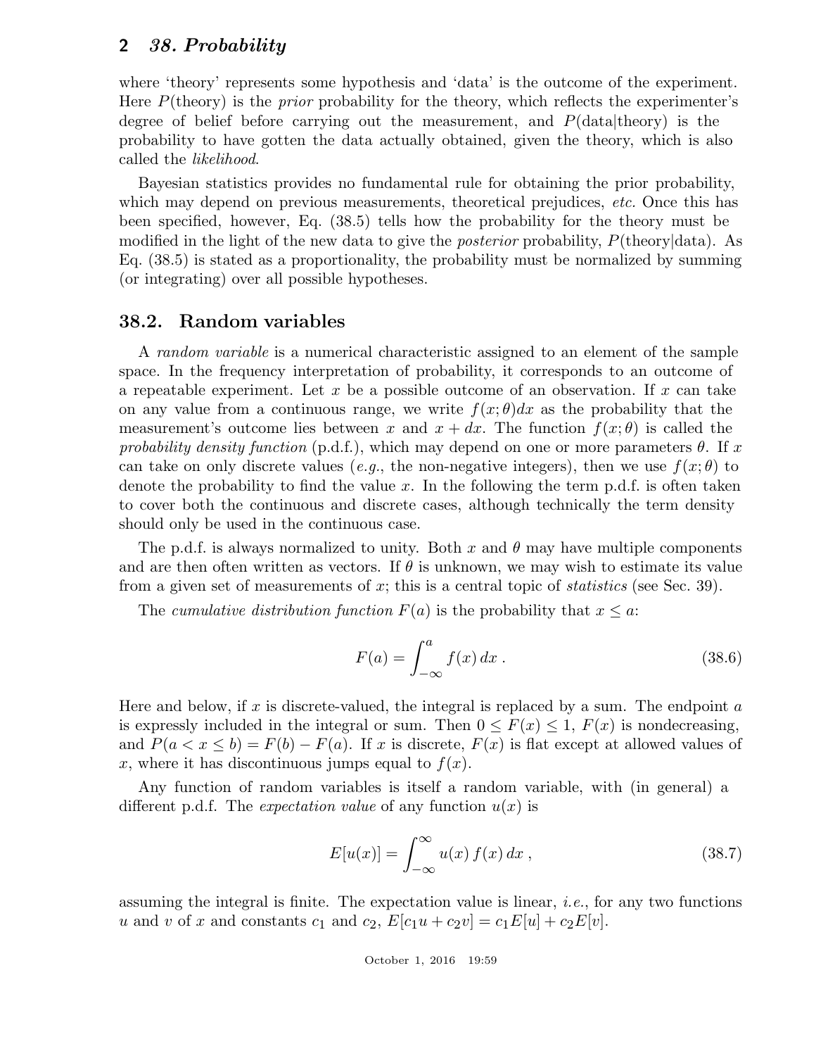where 'theory' represents some hypothesis and 'data' is the outcome of the experiment. Here $P(\text{theory})$ is the *prior* probability for the theory, which reflects the experimenter's degree of belief before carrying out the measurement, and $P(\text{data}|\text{theory})$ is the probability to have gotten the data actually obtained, given the theory, which is also called the *likelihood*.

Bayesian statistics provides no fundamental rule for obtaining the prior probability, which may depend on previous measurements, theoretical prejudices, *etc.* Once this has been specified, however, Eq. (38.5) tells how the probability for the theory must be modified in the light of the new data to give the *posterior* probability, $P(\text{theory}|\text{data})$. As Eq. (38.5) is stated as a proportionality, the probability must be normalized by summing (or integrating) over all possible hypotheses.

## 38.2. Random variables

A *random variable* is a numerical characteristic assigned to an element of the sample space. In the frequency interpretation of probability, it corresponds to an outcome of a repeatable experiment. Let $x$ be a possible outcome of an observation. If $x$ can take on any value from a continuous range, we write $f(x;\theta)dx$ as the probability that the measurement's outcome lies between $x$ and $x + dx$. The function $f(x;\theta)$ is called the *probability density function* (p.d.f.), which may depend on one or more parameters $\theta$. If $x$ can take on only discrete values (*e.g.*, the non-negative integers), then we use $f(x;\theta)$ to denote the probability to find the value $x$. In the following the term p.d.f. is often taken to cover both the continuous and discrete cases, although technically the term density should only be used in the continuous case.

The p.d.f. is always normalized to unity. Both $x$ and $\theta$ may have multiple components and are then often written as vectors. If $\theta$ is unknown, we may wish to estimate its value from a given set of measurements of $x$; this is a central topic of *statistics* (see Sec. 39).

The *cumulative distribution function* $F(a)$ is the probability that $x \leq a$:

$$F(a) = \int_{-\infty}^{a} f(x)\, dx\ . \tag{38.6}$$

Here and below, if $x$ is discrete-valued, the integral is replaced by a sum. The endpoint $a$ is expressly included in the integral or sum. Then $0 \leq F(x) \leq 1$, $F(x)$ is nondecreasing, and $P(a < x \leq b) = F(b) - F(a)$. If $x$ is discrete, $F(x)$ is flat except at allowed values of $x$, where it has discontinuous jumps equal to $f(x)$.

Any function of random variables is itself a random variable, with (in general) a different p.d.f. The *expectation value* of any function $u(x)$ is

$$E[u(x)] = \int_{-\infty}^{\infty} u(x)\, f(x)\, dx\ , \tag{38.7}$$

assuming the integral is finite. The expectation value is linear, *i.e.*, for any two functions $u$ and $v$ of $x$ and constants $c_1$ and $c_2$, $E[c_1 u + c_2 v] = c_1 E[u] + c_2 E[v]$.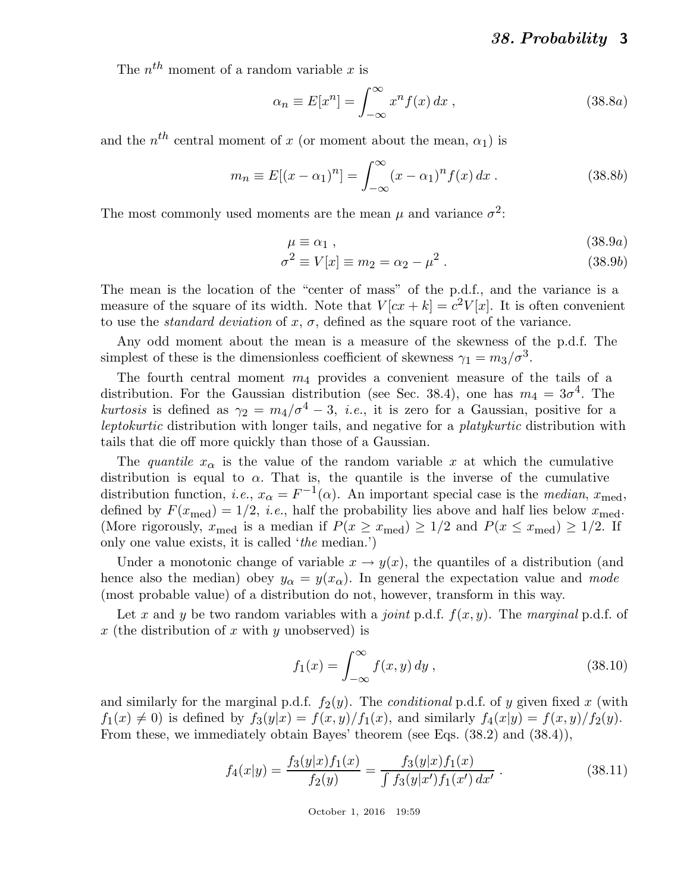The $n^{th}$ moment of a random variable $x$ is

$$\alpha_n \equiv E[x^n] = \int_{-\infty}^{\infty} x^n f(x)\, dx \;, \tag{38.8a}$$

and the $n^{th}$ central moment of $x$ (or moment about the mean, $\alpha_1$) is

$$m_n \equiv E[(x - \alpha_1)^n] = \int_{-\infty}^{\infty} (x - \alpha_1)^n f(x)\, dx \;. \tag{38.8b}$$

The most commonly used moments are the mean $\mu$ and variance $\sigma^2$:

$$\mu \equiv \alpha_1 \;, \tag{38.9a}$$

$$\sigma^2 \equiv V[x] \equiv m_2 = \alpha_2 - \mu^2 \;. \tag{38.9b}$$

The mean is the location of the "center of mass" of the p.d.f., and the variance is a measure of the square of its width. Note that $V[cx + k] = c^2 V[x]$. It is often convenient to use the *standard deviation* of $x$, $\sigma$, defined as the square root of the variance.

Any odd moment about the mean is a measure of the skewness of the p.d.f. The simplest of these is the dimensionless coefficient of skewness $\gamma_1 = m_3/\sigma^3$.

The fourth central moment $m_4$ provides a convenient measure of the tails of a distribution. For the Gaussian distribution (see Sec. 38.4), one has $m_4 = 3\sigma^4$. The *kurtosis* is defined as $\gamma_2 = m_4/\sigma^4 - 3$, *i.e.*, it is zero for a Gaussian, positive for a *leptokurtic* distribution with longer tails, and negative for a *platykurtic* distribution with tails that die off more quickly than those of a Gaussian.

The *quantile* $x_\alpha$ is the value of the random variable $x$ at which the cumulative distribution is equal to $\alpha$. That is, the quantile is the inverse of the cumulative distribution function, *i.e.*, $x_\alpha = F^{-1}(\alpha)$. An important special case is the *median*, $x_{\rm med}$, defined by $F(x_{\rm med}) = 1/2$, *i.e.*, half the probability lies above and half lies below $x_{\rm med}$. (More rigorously, $x_{\rm med}$ is a median if $P(x \geq x_{\rm med}) \geq 1/2$ and $P(x \leq x_{\rm med}) \geq 1/2$. If only one value exists, it is called '*the* median.')

Under a monotonic change of variable $x \to y(x)$, the quantiles of a distribution (and hence also the median) obey $y_\alpha = y(x_\alpha)$. In general the expectation value and *mode* (most probable value) of a distribution do not, however, transform in this way.

Let $x$ and $y$ be two random variables with a *joint* p.d.f. $f(x, y)$. The *marginal* p.d.f. of $x$ (the distribution of $x$ with $y$ unobserved) is

$$f_1(x) = \int_{-\infty}^{\infty} f(x, y)\, dy \;, \tag{38.10}$$

and similarly for the marginal p.d.f. $f_2(y)$. The *conditional* p.d.f. of $y$ given fixed $x$ (with $f_1(x) \neq 0$) is defined by $f_3(y|x) = f(x, y)/f_1(x)$, and similarly $f_4(x|y) = f(x, y)/f_2(y)$. From these, we immediately obtain Bayes' theorem (see Eqs. (38.2) and (38.4)),

$$f_4(x|y) = \frac{f_3(y|x) f_1(x)}{f_2(y)} = \frac{f_3(y|x) f_1(x)}{\int f_3(y|x') f_1(x')\, dx'} \;. \tag{38.11}$$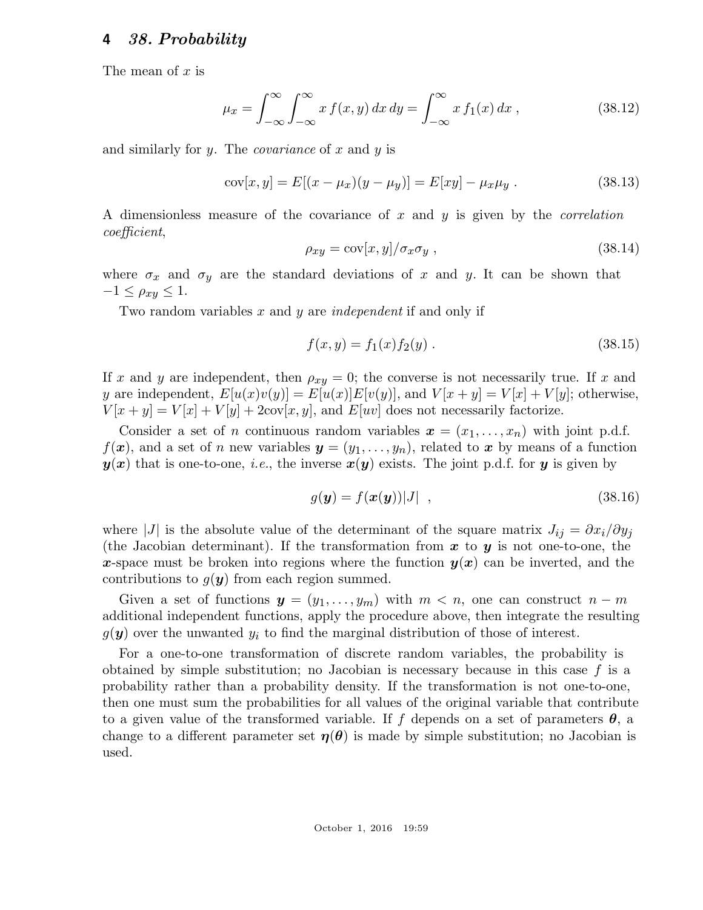The mean of $x$ is

$$\mu_x = \int_{-\infty}^{\infty} \int_{-\infty}^{\infty} x\, f(x,y)\, dx\, dy = \int_{-\infty}^{\infty} x\, f_1(x)\, dx \;, \tag{38.12}$$

and similarly for $y$. The *covariance* of $x$ and $y$ is

$$\mathrm{cov}[x,y] = E[(x-\mu_x)(y-\mu_y)] = E[xy] - \mu_x \mu_y \;. \tag{38.13}$$

A dimensionless measure of the covariance of $x$ and $y$ is given by the *correlation coefficient*,

$$\rho_{xy} = \mathrm{cov}[x,y]/\sigma_x \sigma_y \;, \tag{38.14}$$

where $\sigma_x$ and $\sigma_y$ are the standard deviations of $x$ and $y$. It can be shown that $-1 \leq \rho_{xy} \leq 1$.

Two random variables $x$ and $y$ are *independent* if and only if

$$f(x,y) = f_1(x) f_2(y) \;. \tag{38.15}$$

If $x$ and $y$ are independent, then $\rho_{xy} = 0$; the converse is not necessarily true. If $x$ and $y$ are independent, $E[u(x)v(y)] = E[u(x)]E[v(y)]$, and $V[x+y] = V[x] + V[y]$; otherwise, $V[x+y] = V[x] + V[y] + 2\mathrm{cov}[x,y]$, and $E[uv]$ does not necessarily factorize.

Consider a set of $n$ continuous random variables $\boldsymbol{x} = (x_1, \ldots, x_n)$ with joint p.d.f. $f(\boldsymbol{x})$, and a set of $n$ new variables $\boldsymbol{y} = (y_1, \ldots, y_n)$, related to $\boldsymbol{x}$ by means of a function $\boldsymbol{y}(\boldsymbol{x})$ that is one-to-one, *i.e.*, the inverse $\boldsymbol{x}(\boldsymbol{y})$ exists. The joint p.d.f. for $\boldsymbol{y}$ is given by

$$g(\boldsymbol{y}) = f(\boldsymbol{x}(\boldsymbol{y}))|J| \;, \tag{38.16}$$

where $|J|$ is the absolute value of the determinant of the square matrix $J_{ij} = \partial x_i / \partial y_j$ (the Jacobian determinant). If the transformation from $\boldsymbol{x}$ to $\boldsymbol{y}$ is not one-to-one, the $\boldsymbol{x}$-space must be broken into regions where the function $\boldsymbol{y}(\boldsymbol{x})$ can be inverted, and the contributions to $g(\boldsymbol{y})$ from each region summed.

Given a set of functions $\boldsymbol{y} = (y_1, \ldots, y_m)$ with $m < n$, one can construct $n - m$ additional independent functions, apply the procedure above, then integrate the resulting $g(\boldsymbol{y})$ over the unwanted $y_i$ to find the marginal distribution of those of interest.

For a one-to-one transformation of discrete random variables, the probability is obtained by simple substitution; no Jacobian is necessary because in this case $f$ is a probability rather than a probability density. If the transformation is not one-to-one, then one must sum the probabilities for all values of the original variable that contribute to a given value of the transformed variable. If $f$ depends on a set of parameters $\boldsymbol{\theta}$, a change to a different parameter set $\boldsymbol{\eta}(\boldsymbol{\theta})$ is made by simple substitution; no Jacobian is used.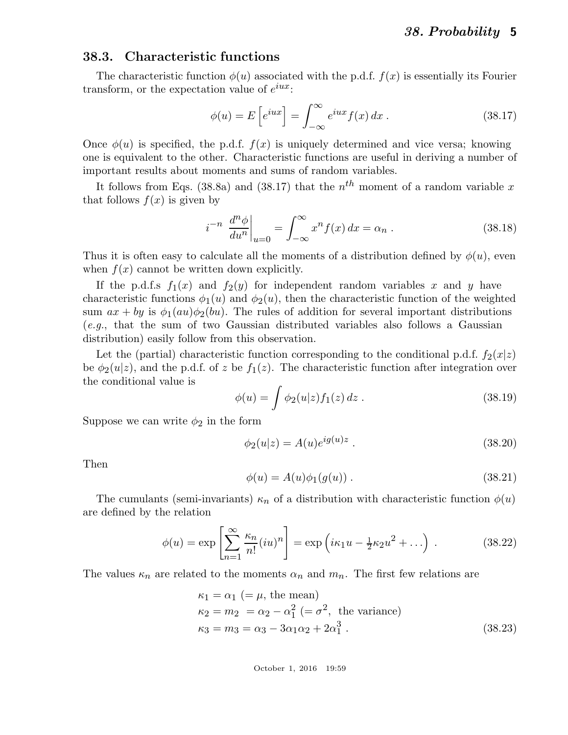## 38.3. Characteristic functions

The characteristic function $\phi(u)$ associated with the p.d.f. $f(x)$ is essentially its Fourier transform, or the expectation value of $e^{iux}$:

$$\phi(u) = E\left[e^{iux}\right] = \int_{-\infty}^{\infty} e^{iux} f(x)\,dx \; . \tag{38.17}$$

Once $\phi(u)$ is specified, the p.d.f. $f(x)$ is uniquely determined and vice versa; knowing one is equivalent to the other. Characteristic functions are useful in deriving a number of important results about moments and sums of random variables.

It follows from Eqs. (38.8a) and (38.17) that the $n^{th}$ moment of a random variable $x$ that follows $f(x)$ is given by

$$i^{-n} \left.\frac{d^n\phi}{du^n}\right|_{u=0} = \int_{-\infty}^{\infty} x^n f(x)\,dx = \alpha_n \; . \tag{38.18}$$

Thus it is often easy to calculate all the moments of a distribution defined by $\phi(u)$, even when $f(x)$ cannot be written down explicitly.

If the p.d.f.s $f_1(x)$ and $f_2(y)$ for independent random variables $x$ and $y$ have characteristic functions $\phi_1(u)$ and $\phi_2(u)$, then the characteristic function of the weighted sum $ax + by$ is $\phi_1(au)\phi_2(bu)$. The rules of addition for several important distributions (*e.g.*, that the sum of two Gaussian distributed variables also follows a Gaussian distribution) easily follow from this observation.

Let the (partial) characteristic function corresponding to the conditional p.d.f. $f_2(x|z)$ be $\phi_2(u|z)$, and the p.d.f. of $z$ be $f_1(z)$. The characteristic function after integration over the conditional value is

$$\phi(u) = \int \phi_2(u|z) f_1(z)\,dz \; . \tag{38.19}$$

Suppose we can write $\phi_2$ in the form

$$\phi_2(u|z) = A(u)e^{ig(u)z} \; . \tag{38.20}$$

Then

$$\phi(u) = A(u)\phi_1(g(u)) \; . \tag{38.21}$$

The cumulants (semi-invariants) $\kappa_n$ of a distribution with characteristic function $\phi(u)$ are defined by the relation

$$\phi(u) = \exp\left[\sum_{n=1}^{\infty} \frac{\kappa_n}{n!}(iu)^n\right] = \exp\left(i\kappa_1 u - \tfrac{1}{2}\kappa_2 u^2 + \ldots\right) \; . \tag{38.22}$$

The values $\kappa_n$ are related to the moments $\alpha_n$ and $m_n$. The first few relations are

$$\begin{aligned}
\kappa_1 &= \alpha_1 \ (= \mu, \text{ the mean}) \\
\kappa_2 &= m_2 \ = \alpha_2 - \alpha_1^2 \ (= \sigma^2, \text{ the variance}) \\
\kappa_3 &= m_3 = \alpha_3 - 3\alpha_1\alpha_2 + 2\alpha_1^3 \; .
\end{aligned} \tag{38.23}$$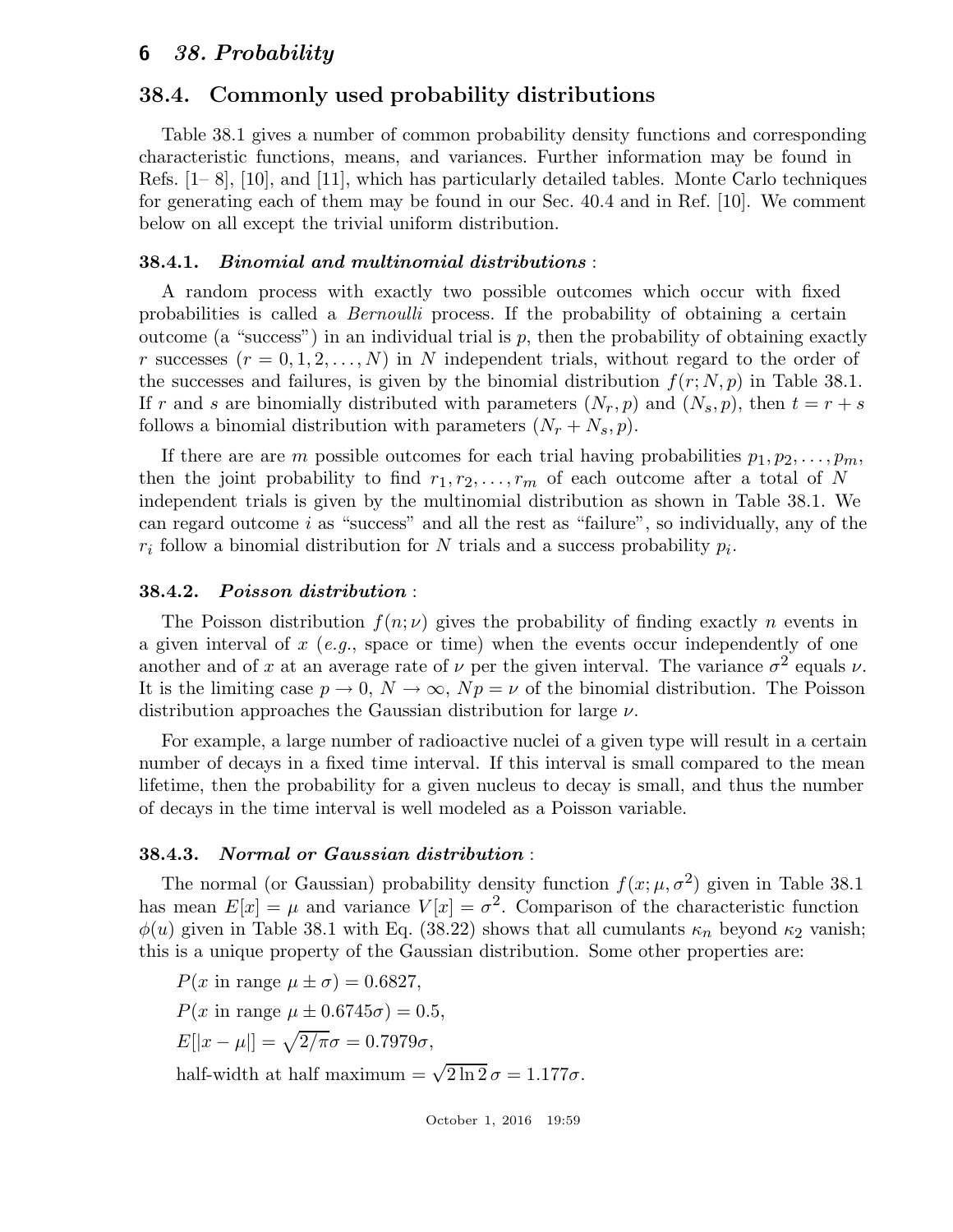## 38.4. Commonly used probability distributions

Table 38.1 gives a number of common probability density functions and corresponding characteristic functions, means, and variances. Further information may be found in Refs. [1– 8], [10], and [11], which has particularly detailed tables. Monte Carlo techniques for generating each of them may be found in our Sec. 40.4 and in Ref. [10]. We comment below on all except the trivial uniform distribution.

### 38.4.1. *Binomial and multinomial distributions* :

A random process with exactly two possible outcomes which occur with fixed probabilities is called a *Bernoulli* process. If the probability of obtaining a certain outcome (a "success") in an individual trial is $p$, then the probability of obtaining exactly $r$ successes ($r = 0, 1, 2, \ldots, N$) in $N$ independent trials, without regard to the order of the successes and failures, is given by the binomial distribution $f(r; N, p)$ in Table 38.1. If $r$ and $s$ are binomially distributed with parameters $(N_r, p)$ and $(N_s, p)$, then $t = r + s$ follows a binomial distribution with parameters $(N_r + N_s, p)$.

If there are are $m$ possible outcomes for each trial having probabilities $p_1, p_2, \ldots, p_m$, then the joint probability to find $r_1, r_2, \ldots, r_m$ of each outcome after a total of $N$ independent trials is given by the multinomial distribution as shown in Table 38.1. We can regard outcome $i$ as "success" and all the rest as "failure", so individually, any of the $r_i$ follow a binomial distribution for $N$ trials and a success probability $p_i$.

### 38.4.2. *Poisson distribution* :

The Poisson distribution $f(n; \nu)$ gives the probability of finding exactly $n$ events in a given interval of $x$ (*e.g.*, space or time) when the events occur independently of one another and of $x$ at an average rate of $\nu$ per the given interval. The variance $\sigma^2$ equals $\nu$. It is the limiting case $p \to 0$, $N \to \infty$, $Np = \nu$ of the binomial distribution. The Poisson distribution approaches the Gaussian distribution for large $\nu$.

For example, a large number of radioactive nuclei of a given type will result in a certain number of decays in a fixed time interval. If this interval is small compared to the mean lifetime, then the probability for a given nucleus to decay is small, and thus the number of decays in the time interval is well modeled as a Poisson variable.

### 38.4.3. *Normal or Gaussian distribution* :

The normal (or Gaussian) probability density function $f(x; \mu, \sigma^2)$ given in Table 38.1 has mean $E[x] = \mu$ and variance $V[x] = \sigma^2$. Comparison of the characteristic function $\phi(u)$ given in Table 38.1 with Eq. (38.22) shows that all cumulants $\kappa_n$ beyond $\kappa_2$ vanish; this is a unique property of the Gaussian distribution. Some other properties are:

$P(x \text{ in range } \mu \pm \sigma) = 0.6827$,

$P(x \text{ in range } \mu \pm 0.6745\sigma) = 0.5$,

$E[|x - \mu|] = \sqrt{2/\pi}\sigma = 0.7979\sigma$,

half-width at half maximum $= \sqrt{2 \ln 2}\, \sigma = 1.177\sigma$.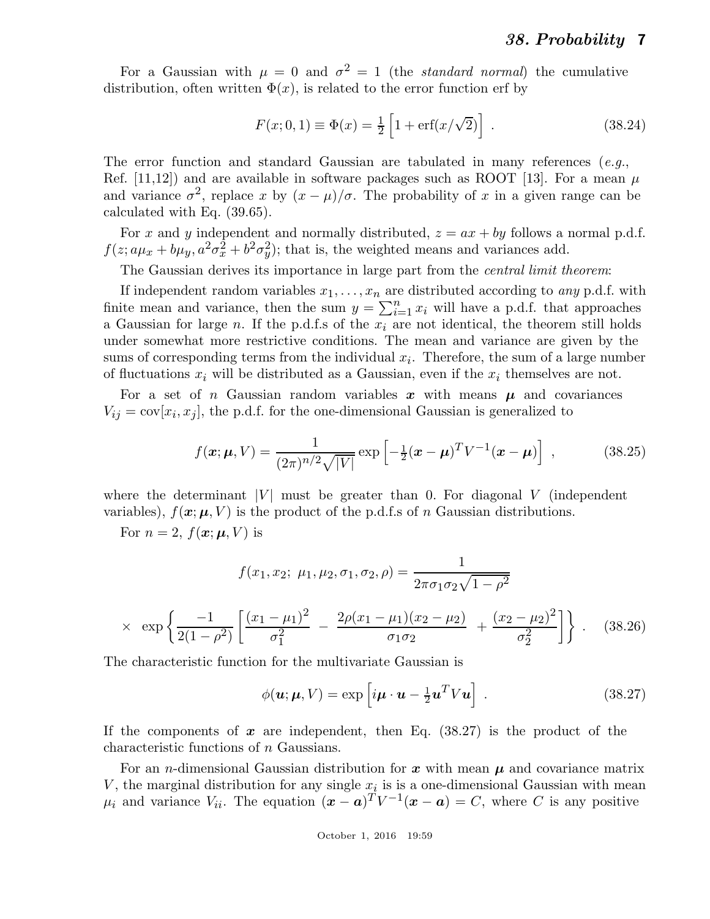For a Gaussian with $\mu = 0$ and $\sigma^2 = 1$ (the *standard normal*) the cumulative distribution, often written $\Phi(x)$, is related to the error function erf by

$$F(x; 0, 1) \equiv \Phi(x) = \tfrac{1}{2}\left[1 + \mathrm{erf}(x/\sqrt{2})\right] . \tag{38.24}$$

The error function and standard Gaussian are tabulated in many references (*e.g.*, Ref. [11,12]) and are available in software packages such as ROOT [13]. For a mean $\mu$ and variance $\sigma^2$, replace $x$ by $(x - \mu)/\sigma$. The probability of $x$ in a given range can be calculated with Eq. (39.65).

For $x$ and $y$ independent and normally distributed, $z = ax + by$ follows a normal p.d.f. $f(z; a\mu_x + b\mu_y, a^2\sigma_x^2 + b^2\sigma_y^2)$; that is, the weighted means and variances add.

The Gaussian derives its importance in large part from the *central limit theorem*:

If independent random variables $x_1, \ldots, x_n$ are distributed according to *any* p.d.f. with finite mean and variance, then the sum $y = \sum_{i=1}^{n} x_i$ will have a p.d.f. that approaches a Gaussian for large $n$. If the p.d.f.s of the $x_i$ are not identical, the theorem still holds under somewhat more restrictive conditions. The mean and variance are given by the sums of corresponding terms from the individual $x_i$. Therefore, the sum of a large number of fluctuations $x_i$ will be distributed as a Gaussian, even if the $x_i$ themselves are not.

For a set of $n$ Gaussian random variables $\boldsymbol{x}$ with means $\boldsymbol{\mu}$ and covariances $V_{ij} = \mathrm{cov}[x_i, x_j]$, the p.d.f. for the one-dimensional Gaussian is generalized to

$$f(\boldsymbol{x}; \boldsymbol{\mu}, V) = \frac{1}{(2\pi)^{n/2}\sqrt{|V|}} \exp\left[-\tfrac{1}{2}(\boldsymbol{x} - \boldsymbol{\mu})^T V^{-1}(\boldsymbol{x} - \boldsymbol{\mu})\right] , \tag{38.25}$$

where the determinant $|V|$ must be greater than 0. For diagonal $V$ (independent variables), $f(\boldsymbol{x}; \boldsymbol{\mu}, V)$ is the product of the p.d.f.s of $n$ Gaussian distributions.

For $n = 2$, $f(\boldsymbol{x}; \boldsymbol{\mu}, V)$ is

$$f(x_1, x_2;\ \mu_1, \mu_2, \sigma_1, \sigma_2, \rho) = \frac{1}{2\pi\sigma_1\sigma_2\sqrt{1 - \rho^2}}$$

$$\times\ \exp\left\{\frac{-1}{2(1 - \rho^2)}\left[\frac{(x_1 - \mu_1)^2}{\sigma_1^2} - \frac{2\rho(x_1 - \mu_1)(x_2 - \mu_2)}{\sigma_1\sigma_2} + \frac{(x_2 - \mu_2)^2}{\sigma_2^2}\right]\right\} . \tag{38.26}$$

The characteristic function for the multivariate Gaussian is

$$\phi(\boldsymbol{u}; \boldsymbol{\mu}, V) = \exp\left[i\boldsymbol{\mu} \cdot \boldsymbol{u} - \tfrac{1}{2}\boldsymbol{u}^T V \boldsymbol{u}\right] . \tag{38.27}$$

If the components of $\boldsymbol{x}$ are independent, then Eq. (38.27) is the product of the characteristic functions of $n$ Gaussians.

For an $n$-dimensional Gaussian distribution for $\boldsymbol{x}$ with mean $\boldsymbol{\mu}$ and covariance matrix $V$, the marginal distribution for any single $x_i$ is is a one-dimensional Gaussian with mean $\mu_i$ and variance $V_{ii}$. The equation $(\boldsymbol{x} - \boldsymbol{a})^T V^{-1}(\boldsymbol{x} - \boldsymbol{a}) = C$, where $C$ is any positive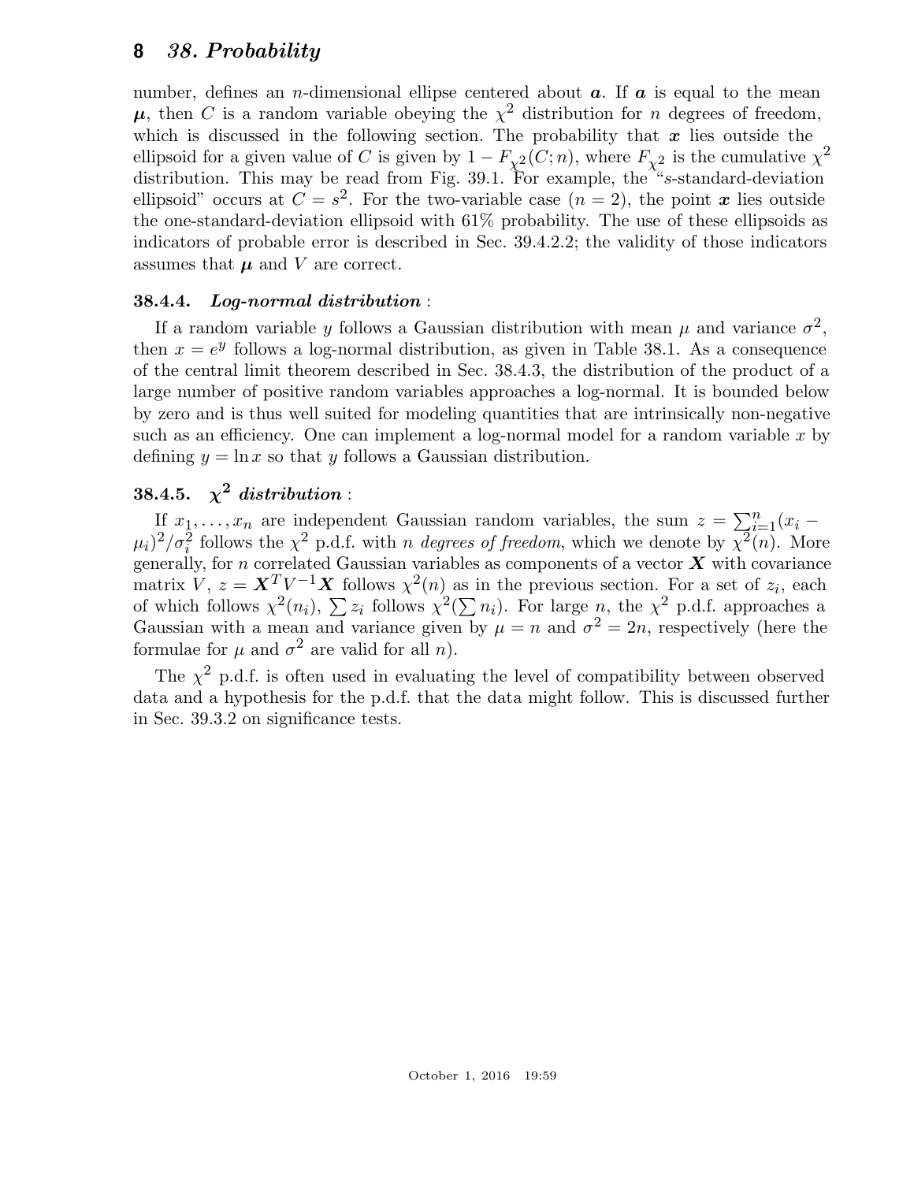number, defines an $n$-dimensional ellipse centered about $\boldsymbol{a}$. If $\boldsymbol{a}$ is equal to the mean $\boldsymbol{\mu}$, then $C$ is a random variable obeying the $\chi^2$ distribution for $n$ degrees of freedom, which is discussed in the following section. The probability that $\boldsymbol{x}$ lies outside the ellipsoid for a given value of $C$ is given by $1 - F_{\chi^2}(C; n)$, where $F_{\chi^2}$ is the cumulative $\chi^2$ distribution. This may be read from Fig. 39.1. For example, the "$s$-standard-deviation ellipsoid" occurs at $C = s^2$. For the two-variable case ($n = 2$), the point $\boldsymbol{x}$ lies outside the one-standard-deviation ellipsoid with 61% probability. The use of these ellipsoids as indicators of probable error is described in Sec. 39.4.2.2; the validity of those indicators assumes that $\boldsymbol{\mu}$ and $V$ are correct.

### 38.4.4. *Log-normal distribution* :

If a random variable $y$ follows a Gaussian distribution with mean $\mu$ and variance $\sigma^2$, then $x = e^y$ follows a log-normal distribution, as given in Table 38.1. As a consequence of the central limit theorem described in Sec. 38.4.3, the distribution of the product of a large number of positive random variables approaches a log-normal. It is bounded below by zero and is thus well suited for modeling quantities that are intrinsically non-negative such as an efficiency. One can implement a log-normal model for a random variable $x$ by defining $y = \ln x$ so that $y$ follows a Gaussian distribution.

### 38.4.5. $\chi^2$ *distribution* :

If $x_1, \ldots, x_n$ are independent Gaussian random variables, the sum $z = \sum_{i=1}^{n}(x_i - \mu_i)^2/\sigma_i^2$ follows the $\chi^2$ p.d.f. with $n$ *degrees of freedom*, which we denote by $\chi^2(n)$. More generally, for $n$ correlated Gaussian variables as components of a vector $\boldsymbol{X}$ with covariance matrix $V$, $z = \boldsymbol{X}^T V^{-1} \boldsymbol{X}$ follows $\chi^2(n)$ as in the previous section. For a set of $z_i$, each of which follows $\chi^2(n_i)$, $\sum z_i$ follows $\chi^2(\sum n_i)$. For large $n$, the $\chi^2$ p.d.f. approaches a Gaussian with a mean and variance given by $\mu = n$ and $\sigma^2 = 2n$, respectively (here the formulae for $\mu$ and $\sigma^2$ are valid for all $n$).

The $\chi^2$ p.d.f. is often used in evaluating the level of compatibility between observed data and a hypothesis for the p.d.f. that the data might follow. This is discussed further in Sec. 39.3.2 on significance tests.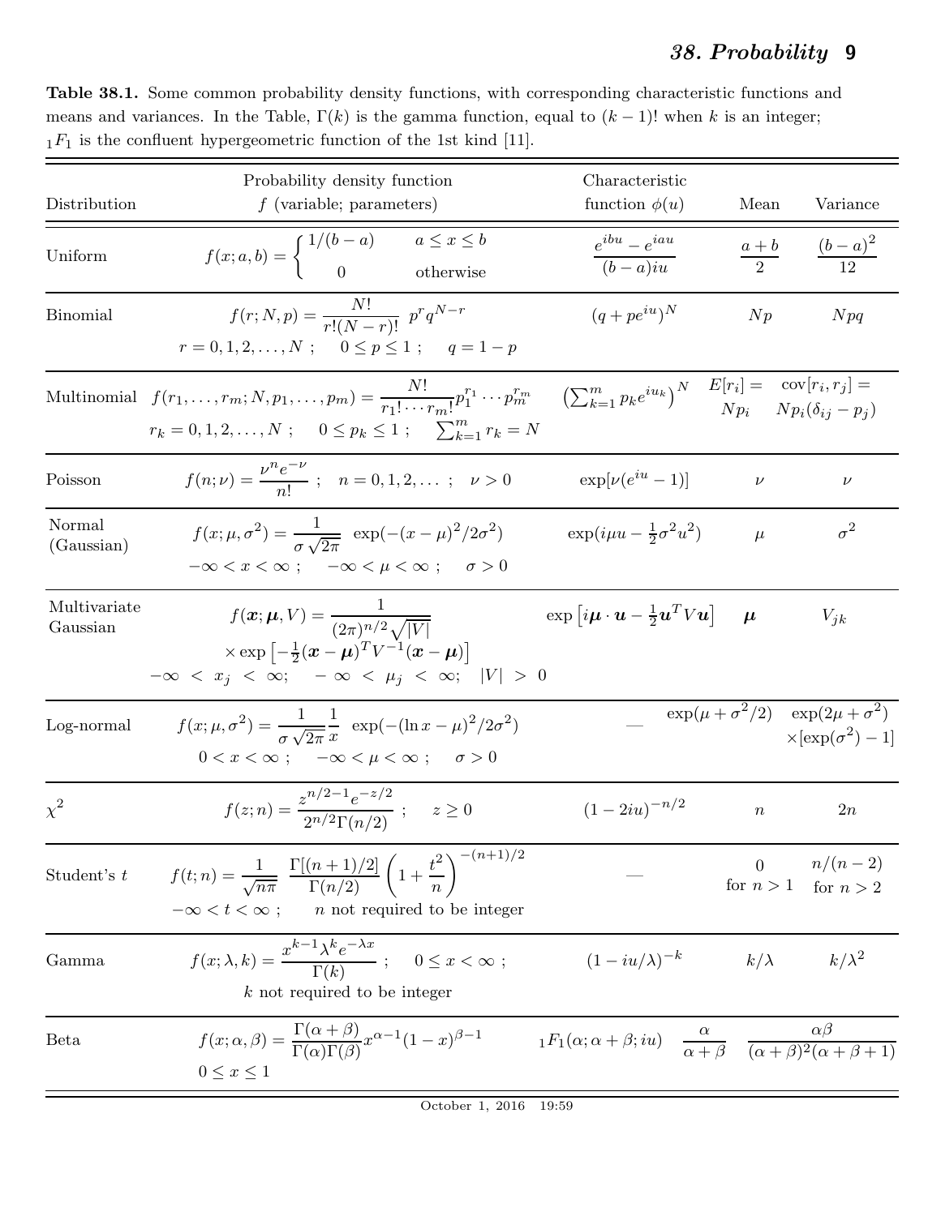**Table 38.1.** Some common probability density functions, with corresponding characteristic functions and means and variances. In the Table, $\Gamma(k)$ is the gamma function, equal to $(k-1)!$ when $k$ is an integer; ${}_1F_1$ is the confluent hypergeometric function of the 1st kind [11].

| Distribution | Probability density function $f$ (variable; parameters) | Characteristic function $\phi(u)$ | Mean | Variance |
|---|---|---|---|---|
| Uniform | $f(x;a,b) = \begin{cases} 1/(b-a) & a \le x \le b \\ 0 & \text{otherwise} \end{cases}$ | $\dfrac{e^{ibu} - e^{iau}}{(b-a)iu}$ | $\dfrac{a+b}{2}$ | $\dfrac{(b-a)^2}{12}$ |
| Binomial | $f(r;N,p) = \dfrac{N!}{r!(N-r)!}\; p^r q^{N-r}$ <br> $r = 0,1,2,\ldots,N$ ; $\quad 0 \le p \le 1$ ; $\quad q = 1-p$ | $(q + pe^{iu})^N$ | $Np$ | $Npq$ |
| Multinomial | $f(r_1,\ldots,r_m;N,p_1,\ldots,p_m) = \dfrac{N!}{r_1!\cdots r_m!} p_1^{r_1}\cdots p_m^{r_m}$ <br> $r_k = 0,1,2,\ldots,N$ ; $\quad 0 \le p_k \le 1$ ; $\quad \sum_{k=1}^m r_k = N$ | $\left(\sum_{k=1}^m p_k e^{iu_k}\right)^N$ | $E[r_i] = Np_i$ | $\text{cov}[r_i,r_j] = Np_i(\delta_{ij} - p_j)$ |
| Poisson | $f(n;\nu) = \dfrac{\nu^n e^{-\nu}}{n!}$ ; $\quad n = 0,1,2,\ldots$ ; $\quad \nu > 0$ | $\exp[\nu(e^{iu} - 1)]$ | $\nu$ | $\nu$ |
| Normal (Gaussian) | $f(x;\mu,\sigma^2) = \dfrac{1}{\sigma\sqrt{2\pi}}\; \exp(-(x-\mu)^2/2\sigma^2)$ <br> $-\infty < x < \infty$ ; $\quad -\infty < \mu < \infty$ ; $\quad \sigma > 0$ | $\exp(i\mu u - \frac{1}{2}\sigma^2 u^2)$ | $\mu$ | $\sigma^2$ |
| Multivariate Gaussian | $f(\boldsymbol{x};\boldsymbol{\mu},V) = \dfrac{1}{(2\pi)^{n/2}\sqrt{\lvert V\rvert}}$ <br> $\times \exp\left[-\frac{1}{2}(\boldsymbol{x}-\boldsymbol{\mu})^T V^{-1}(\boldsymbol{x}-\boldsymbol{\mu})\right]$ <br> $-\infty < x_j < \infty; \quad -\infty < \mu_j < \infty; \quad \lvert V\rvert > 0$ | $\exp\left[i\boldsymbol{\mu}\cdot\boldsymbol{u} - \frac{1}{2}\boldsymbol{u}^T V \boldsymbol{u}\right]$ | $\boldsymbol{\mu}$ | $V_{jk}$ |
| Log-normal | $f(x;\mu,\sigma^2) = \dfrac{1}{\sigma\sqrt{2\pi}}\dfrac{1}{x}\; \exp(-(\ln x - \mu)^2/2\sigma^2)$ <br> $0 < x < \infty$ ; $\quad -\infty < \mu < \infty$ ; $\quad \sigma > 0$ | — | $\exp(\mu + \sigma^2/2)$ | $\exp(2\mu + \sigma^2) \times[\exp(\sigma^2) - 1]$ |
| $\chi^2$ | $f(z;n) = \dfrac{z^{n/2-1}e^{-z/2}}{2^{n/2}\Gamma(n/2)}$ ; $\quad z \ge 0$ | $(1-2iu)^{-n/2}$ | $n$ | $2n$ |
| Student's $t$ | $f(t;n) = \dfrac{1}{\sqrt{n\pi}}\; \dfrac{\Gamma[(n+1)/2]}{\Gamma(n/2)} \left(1 + \dfrac{t^2}{n}\right)^{-(n+1)/2}$ <br> $-\infty < t < \infty$ ; $\quad$ $n$ not required to be integer | — | $0$ for $n > 1$ | $n/(n-2)$ for $n > 2$ |
| Gamma | $f(x;\lambda,k) = \dfrac{x^{k-1}\lambda^k e^{-\lambda x}}{\Gamma(k)}$ ; $\quad 0 \le x < \infty$ ; <br> $k$ not required to be integer | $(1 - iu/\lambda)^{-k}$ | $k/\lambda$ | $k/\lambda^2$ |
| Beta | $f(x;\alpha,\beta) = \dfrac{\Gamma(\alpha+\beta)}{\Gamma(\alpha)\Gamma(\beta)} x^{\alpha-1}(1-x)^{\beta-1}$ <br> $0 \le x \le 1$ | ${}_1F_1(\alpha;\alpha+\beta;iu)$ | $\dfrac{\alpha}{\alpha+\beta}$ | $\dfrac{\alpha\beta}{(\alpha+\beta)^2(\alpha+\beta+1)}$ |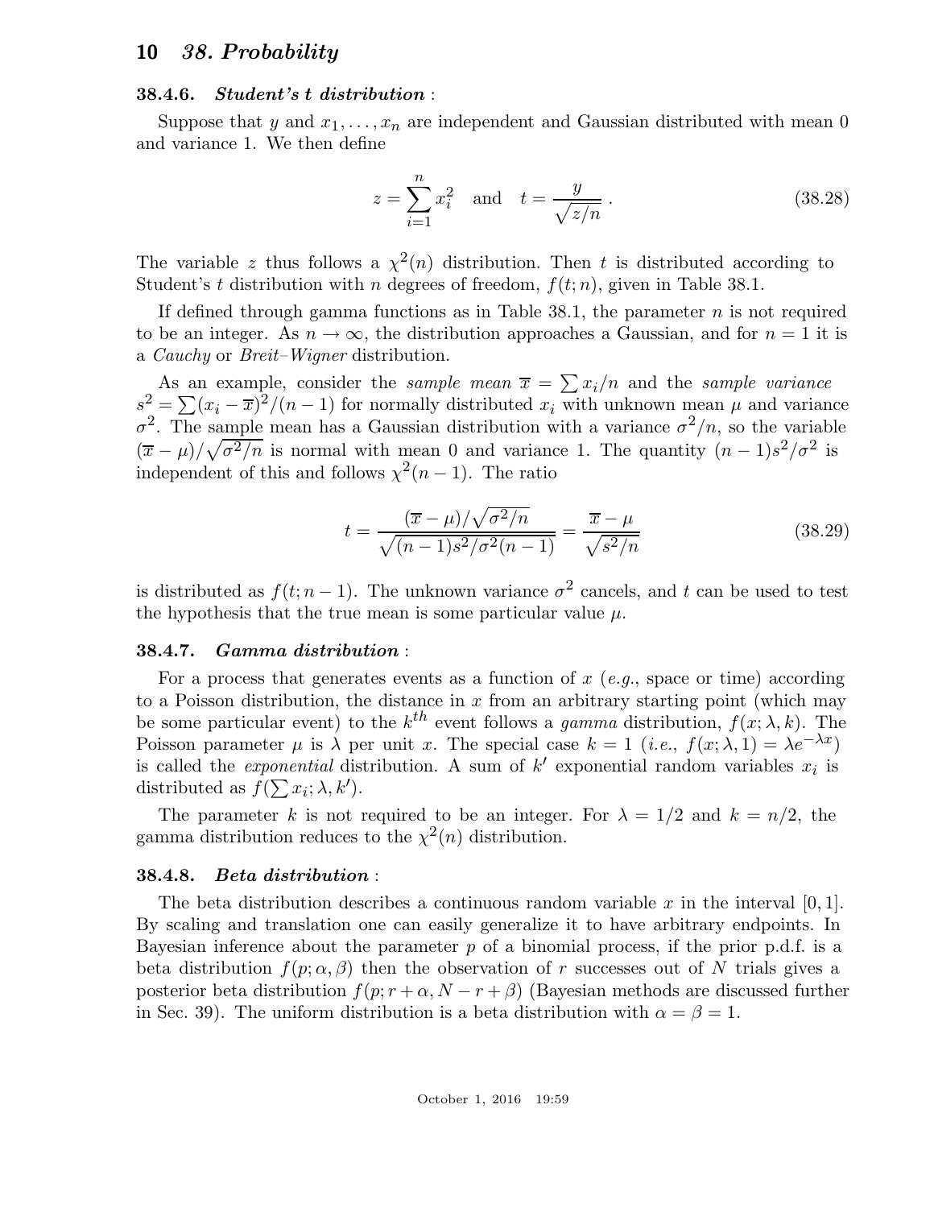### 38.4.6. *Student's t distribution* :

Suppose that $y$ and $x_1, \ldots, x_n$ are independent and Gaussian distributed with mean 0 and variance 1. We then define

$$z = \sum_{i=1}^{n} x_i^2 \quad \text{and} \quad t = \frac{y}{\sqrt{z/n}} \ . \tag{38.28}$$

The variable $z$ thus follows a $\chi^2(n)$ distribution. Then $t$ is distributed according to Student's $t$ distribution with $n$ degrees of freedom, $f(t;n)$, given in Table 38.1.

If defined through gamma functions as in Table 38.1, the parameter $n$ is not required to be an integer. As $n \to \infty$, the distribution approaches a Gaussian, and for $n = 1$ it is a *Cauchy* or *Breit–Wigner* distribution.

As an example, consider the *sample mean* $\overline{x} = \sum x_i/n$ and the *sample variance* $s^2 = \sum(x_i - \overline{x})^2/(n-1)$ for normally distributed $x_i$ with unknown mean $\mu$ and variance $\sigma^2$. The sample mean has a Gaussian distribution with a variance $\sigma^2/n$, so the variable $(\overline{x} - \mu)/\sqrt{\sigma^2/n}$ is normal with mean 0 and variance 1. The quantity $(n-1)s^2/\sigma^2$ is independent of this and follows $\chi^2(n-1)$. The ratio

$$t = \frac{(\overline{x} - \mu)/\sqrt{\sigma^2/n}}{\sqrt{(n-1)s^2/\sigma^2(n-1)}} = \frac{\overline{x} - \mu}{\sqrt{s^2/n}} \tag{38.29}$$

is distributed as $f(t; n-1)$. The unknown variance $\sigma^2$ cancels, and $t$ can be used to test the hypothesis that the true mean is some particular value $\mu$.

### 38.4.7. *Gamma distribution* :

For a process that generates events as a function of $x$ (*e.g.*, space or time) according to a Poisson distribution, the distance in $x$ from an arbitrary starting point (which may be some particular event) to the $k^{th}$ event follows a *gamma* distribution, $f(x; \lambda, k)$. The Poisson parameter $\mu$ is $\lambda$ per unit $x$. The special case $k = 1$ (*i.e.*, $f(x; \lambda, 1) = \lambda e^{-\lambda x}$) is called the *exponential* distribution. A sum of $k'$ exponential random variables $x_i$ is distributed as $f(\sum x_i; \lambda, k')$.

The parameter $k$ is not required to be an integer. For $\lambda = 1/2$ and $k = n/2$, the gamma distribution reduces to the $\chi^2(n)$ distribution.

### 38.4.8. *Beta distribution* :

The beta distribution describes a continuous random variable $x$ in the interval $[0, 1]$. By scaling and translation one can easily generalize it to have arbitrary endpoints. In Bayesian inference about the parameter $p$ of a binomial process, if the prior p.d.f. is a beta distribution $f(p; \alpha, \beta)$ then the observation of $r$ successes out of $N$ trials gives a posterior beta distribution $f(p; r + \alpha, N - r + \beta)$ (Bayesian methods are discussed further in Sec. 39). The uniform distribution is a beta distribution with $\alpha = \beta = 1$.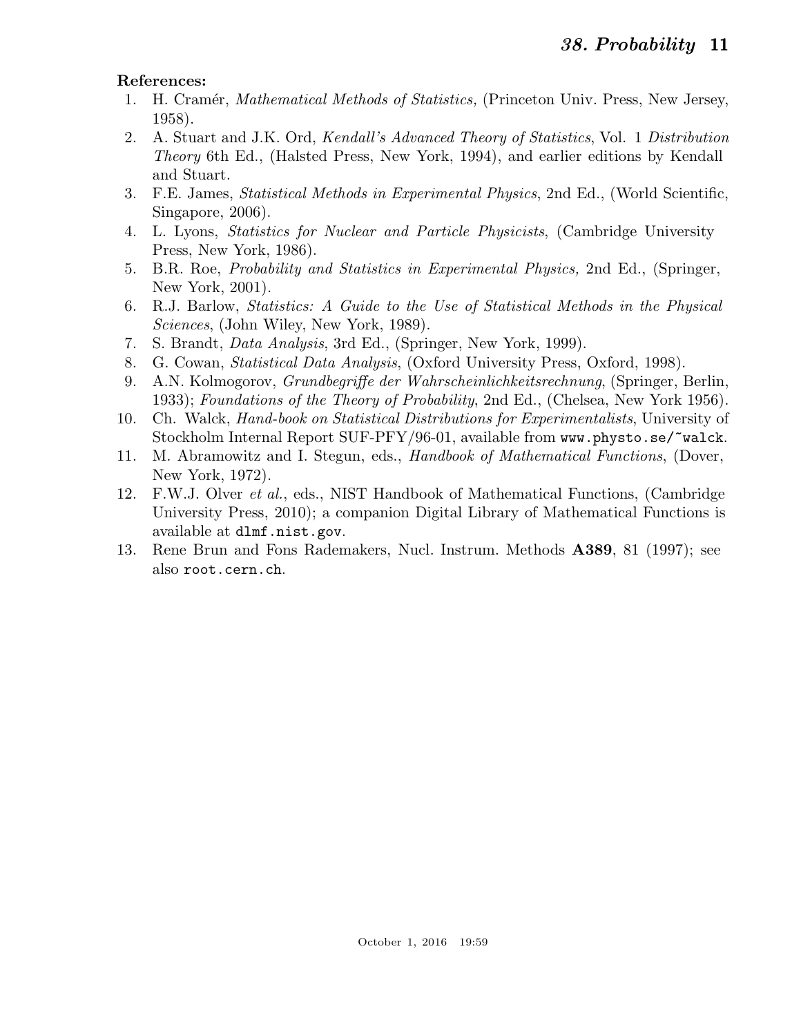**References:**

1. H. Cramér, *Mathematical Methods of Statistics,* (Princeton Univ. Press, New Jersey, 1958).
2. A. Stuart and J.K. Ord, *Kendall's Advanced Theory of Statistics*, Vol. 1 *Distribution Theory* 6th Ed., (Halsted Press, New York, 1994), and earlier editions by Kendall and Stuart.
3. F.E. James, *Statistical Methods in Experimental Physics*, 2nd Ed., (World Scientific, Singapore, 2006).
4. L. Lyons, *Statistics for Nuclear and Particle Physicists*, (Cambridge University Press, New York, 1986).
5. B.R. Roe, *Probability and Statistics in Experimental Physics,* 2nd Ed., (Springer, New York, 2001).
6. R.J. Barlow, *Statistics: A Guide to the Use of Statistical Methods in the Physical Sciences*, (John Wiley, New York, 1989).
7. S. Brandt, *Data Analysis*, 3rd Ed., (Springer, New York, 1999).
8. G. Cowan, *Statistical Data Analysis*, (Oxford University Press, Oxford, 1998).
9. A.N. Kolmogorov, *Grundbegriffe der Wahrscheinlichkeitsrechnung*, (Springer, Berlin, 1933); *Foundations of the Theory of Probability*, 2nd Ed., (Chelsea, New York 1956).
10. Ch. Walck, *Hand-book on Statistical Distributions for Experimentalists*, University of Stockholm Internal Report SUF-PFY/96-01, available from `www.physto.se/~walck`.
11. M. Abramowitz and I. Stegun, eds., *Handbook of Mathematical Functions*, (Dover, New York, 1972).
12. F.W.J. Olver *et al.*, eds., NIST Handbook of Mathematical Functions, (Cambridge University Press, 2010); a companion Digital Library of Mathematical Functions is available at `dlmf.nist.gov`.
13. Rene Brun and Fons Rademakers, Nucl. Instrum. Methods **A389**, 81 (1997); see also `root.cern.ch`.